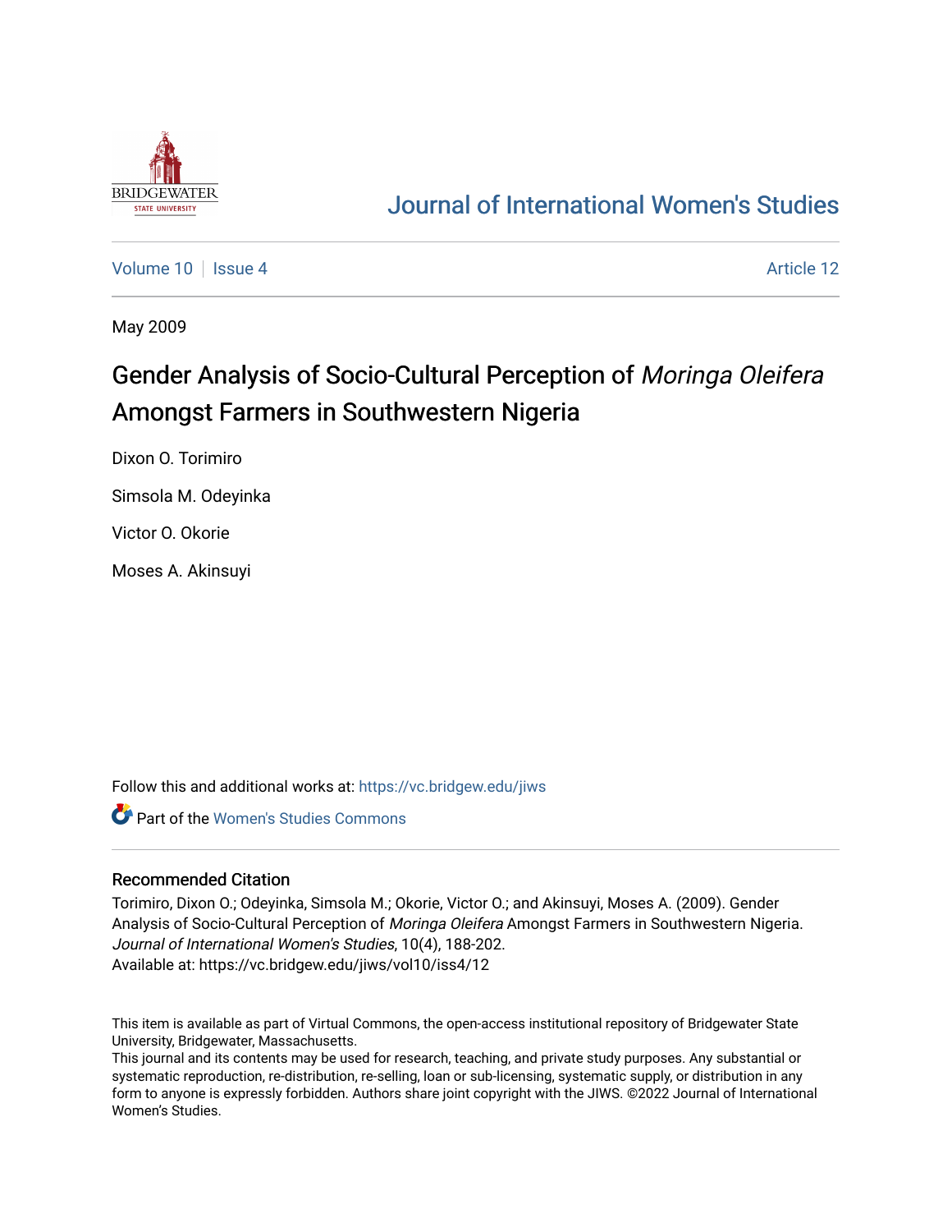# Journal of International Women's Studies

Volume 10 | Issue 4 Article 12

May 2009

# Gender Analysis of Socio-Cultural Perception of *Moringa Oleifera* Amongst Farmers in Southwestern Nigeria

Dixon O. Torimiro

Simsola M. Odeyinka

Victor O. Okorie

Moses A. Akinsuyi

Follow this and additional works at: https://vc.bridgew.edu/jiws

Part of the Women's Studies Commons

## Recommended Citation

Torimiro, Dixon O.; Odeyinka, Simsola M.; Okorie, Victor O.; and Akinsuyi, Moses A. (2009). Gender Analysis of Socio-Cultural Perception of *Moringa Oleifera* Amongst Farmers in Southwestern Nigeria. *Journal of International Women's Studies*, 10(4), 188-202.
Available at: https://vc.bridgew.edu/jiws/vol10/iss4/12

This item is available as part of Virtual Commons, the open-access institutional repository of Bridgewater State University, Bridgewater, Massachusetts.
This journal and its contents may be used for research, teaching, and private study purposes. Any substantial or systematic reproduction, re-distribution, re-selling, loan or sub-licensing, systematic supply, or distribution in any form to anyone is expressly forbidden. Authors share joint copyright with the JIWS. ©2022 Journal of International Women's Studies.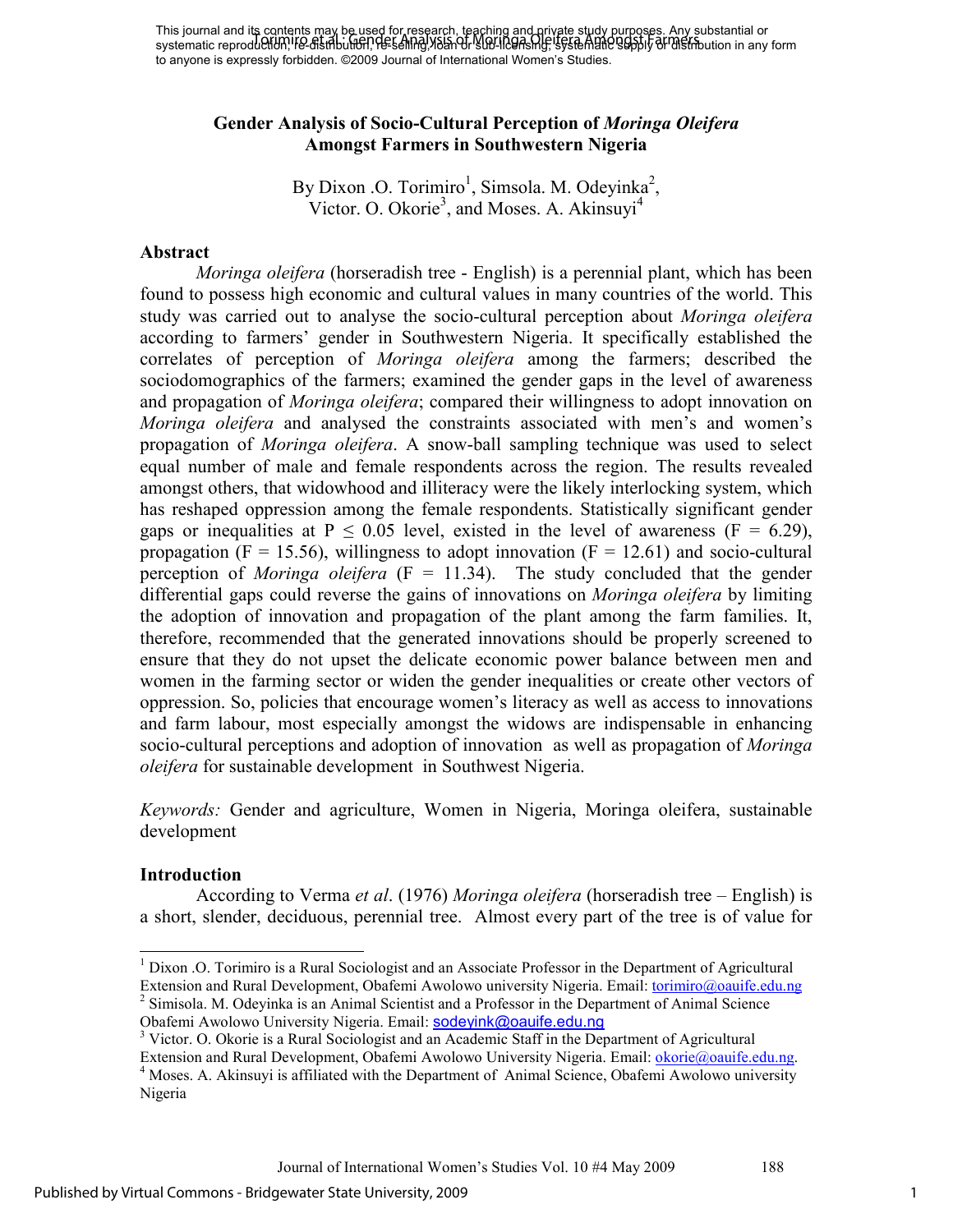# Gender Analysis of Socio-Cultural Perception of *Moringa Oleifera* Amongst Farmers in Southwestern Nigeria

By Dixon .O. Torimiro[1], Simsola. M. Odeyinka[2], Victor. O. Okorie[3], and Moses. A. Akinsuyi[4]

## Abstract

*Moringa oleifera* (horseradish tree - English) is a perennial plant, which has been found to possess high economic and cultural values in many countries of the world. This study was carried out to analyse the socio-cultural perception about *Moringa oleifera* according to farmers' gender in Southwestern Nigeria. It specifically established the correlates of perception of *Moringa oleifera* among the farmers; described the sociodomographics of the farmers; examined the gender gaps in the level of awareness and propagation of *Moringa oleifera*; compared their willingness to adopt innovation on *Moringa oleifera* and analysed the constraints associated with men's and women's propagation of *Moringa oleifera*. A snow-ball sampling technique was used to select equal number of male and female respondents across the region. The results revealed amongst others, that widowhood and illiteracy were the likely interlocking system, which has reshaped oppression among the female respondents. Statistically significant gender gaps or inequalities at $P \leq 0.05$ level, existed in the level of awareness ($F = 6.29$), propagation ($F = 15.56$), willingness to adopt innovation ($F = 12.61$) and socio-cultural perception of *Moringa oleifera* ($F = 11.34$). The study concluded that the gender differential gaps could reverse the gains of innovations on *Moringa oleifera* by limiting the adoption of innovation and propagation of the plant among the farm families. It, therefore, recommended that the generated innovations should be properly screened to ensure that they do not upset the delicate economic power balance between men and women in the farming sector or widen the gender inequalities or create other vectors of oppression. So, policies that encourage women's literacy as well as access to innovations and farm labour, most especially amongst the widows are indispensable in enhancing socio-cultural perceptions and adoption of innovation as well as propagation of *Moringa oleifera* for sustainable development in Southwest Nigeria.

*Keywords:* Gender and agriculture, Women in Nigeria, Moringa oleifera, sustainable development

## Introduction

According to Verma *et al*. (1976) *Moringa oleifera* (horseradish tree – English) is a short, slender, deciduous, perennial tree. Almost every part of the tree is of value for

---

[1] Dixon .O. Torimiro is a Rural Sociologist and an Associate Professor in the Department of Agricultural Extension and Rural Development, Obafemi Awolowo university Nigeria. Email: torimiro@oauife.edu.ng

[2] Simisola. M. Odeyinka is an Animal Scientist and a Professor in the Department of Animal Science Obafemi Awolowo University Nigeria. Email: sodeyink@oauife.edu.ng

[3] Victor. O. Okorie is a Rural Sociologist and an Academic Staff in the Department of Agricultural Extension and Rural Development, Obafemi Awolowo University Nigeria. Email: okorie@oauife.edu.ng.

[4] Moses. A. Akinsuyi is affiliated with the Department of Animal Science, Obafemi Awolowo university Nigeria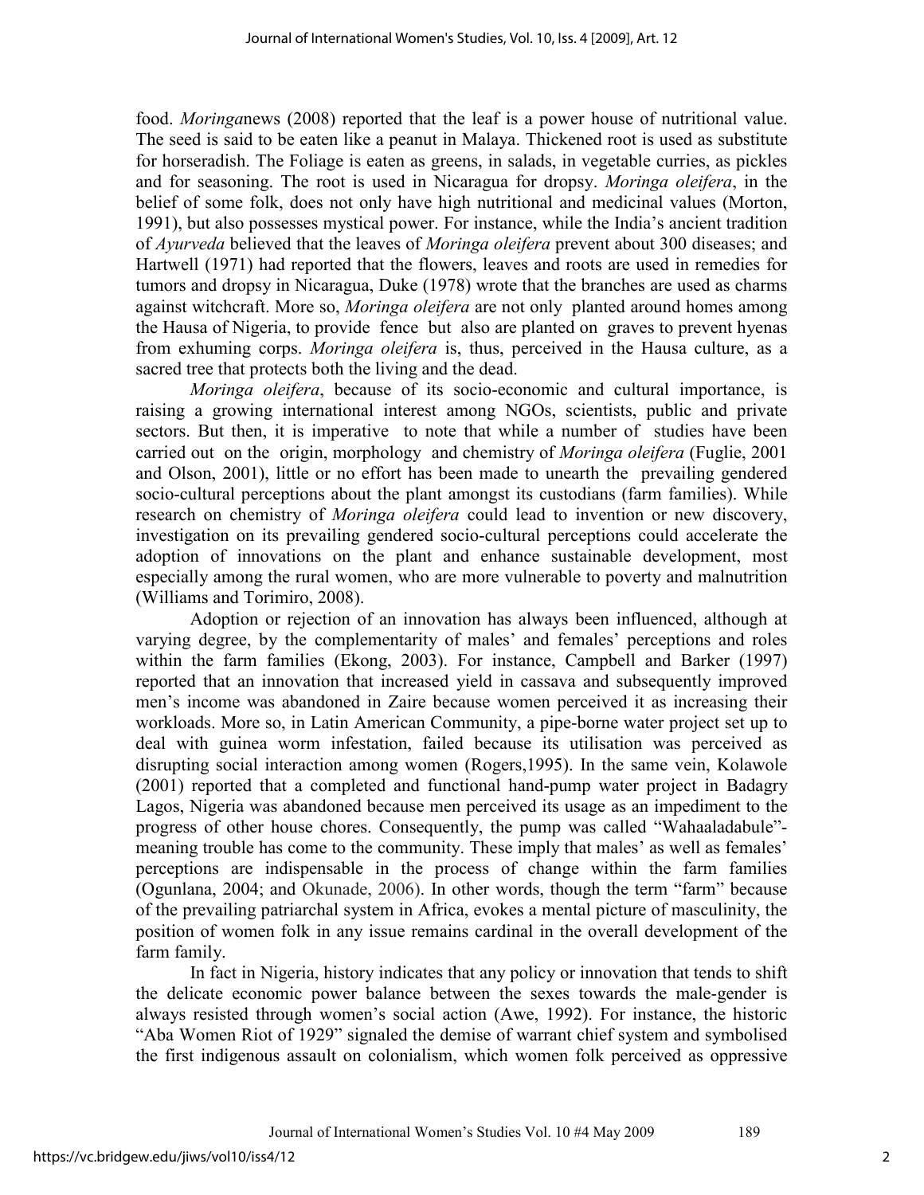food. *Moringa*news (2008) reported that the leaf is a power house of nutritional value. The seed is said to be eaten like a peanut in Malaya. Thickened root is used as substitute for horseradish. The Foliage is eaten as greens, in salads, in vegetable curries, as pickles and for seasoning. The root is used in Nicaragua for dropsy. *Moringa oleifera*, in the belief of some folk, does not only have high nutritional and medicinal values (Morton, 1991), but also possesses mystical power. For instance, while the India's ancient tradition of *Ayurveda* believed that the leaves of *Moringa oleifera* prevent about 300 diseases; and Hartwell (1971) had reported that the flowers, leaves and roots are used in remedies for tumors and dropsy in Nicaragua, Duke (1978) wrote that the branches are used as charms against witchcraft. More so, *Moringa oleifera* are not only planted around homes among the Hausa of Nigeria, to provide fence but also are planted on graves to prevent hyenas from exhuming corps. *Moringa oleifera* is, thus, perceived in the Hausa culture, as a sacred tree that protects both the living and the dead.

*Moringa oleifera*, because of its socio-economic and cultural importance, is raising a growing international interest among NGOs, scientists, public and private sectors. But then, it is imperative to note that while a number of studies have been carried out on the origin, morphology and chemistry of *Moringa oleifera* (Fuglie, 2001 and Olson, 2001), little or no effort has been made to unearth the prevailing gendered socio-cultural perceptions about the plant amongst its custodians (farm families). While research on chemistry of *Moringa oleifera* could lead to invention or new discovery, investigation on its prevailing gendered socio-cultural perceptions could accelerate the adoption of innovations on the plant and enhance sustainable development, most especially among the rural women, who are more vulnerable to poverty and malnutrition (Williams and Torimiro, 2008).

Adoption or rejection of an innovation has always been influenced, although at varying degree, by the complementarity of males' and females' perceptions and roles within the farm families (Ekong, 2003). For instance, Campbell and Barker (1997) reported that an innovation that increased yield in cassava and subsequently improved men's income was abandoned in Zaire because women perceived it as increasing their workloads. More so, in Latin American Community, a pipe-borne water project set up to deal with guinea worm infestation, failed because its utilisation was perceived as disrupting social interaction among women (Rogers,1995). In the same vein, Kolawole (2001) reported that a completed and functional hand-pump water project in Badagry Lagos, Nigeria was abandoned because men perceived its usage as an impediment to the progress of other house chores. Consequently, the pump was called "Wahaaladabule"- meaning trouble has come to the community. These imply that males' as well as females' perceptions are indispensable in the process of change within the farm families (Ogunlana, 2004; and Okunade, 2006). In other words, though the term "farm" because of the prevailing patriarchal system in Africa, evokes a mental picture of masculinity, the position of women folk in any issue remains cardinal in the overall development of the farm family.

In fact in Nigeria, history indicates that any policy or innovation that tends to shift the delicate economic power balance between the sexes towards the male-gender is always resisted through women's social action (Awe, 1992). For instance, the historic "Aba Women Riot of 1929" signaled the demise of warrant chief system and symbolised the first indigenous assault on colonialism, which women folk perceived as oppressive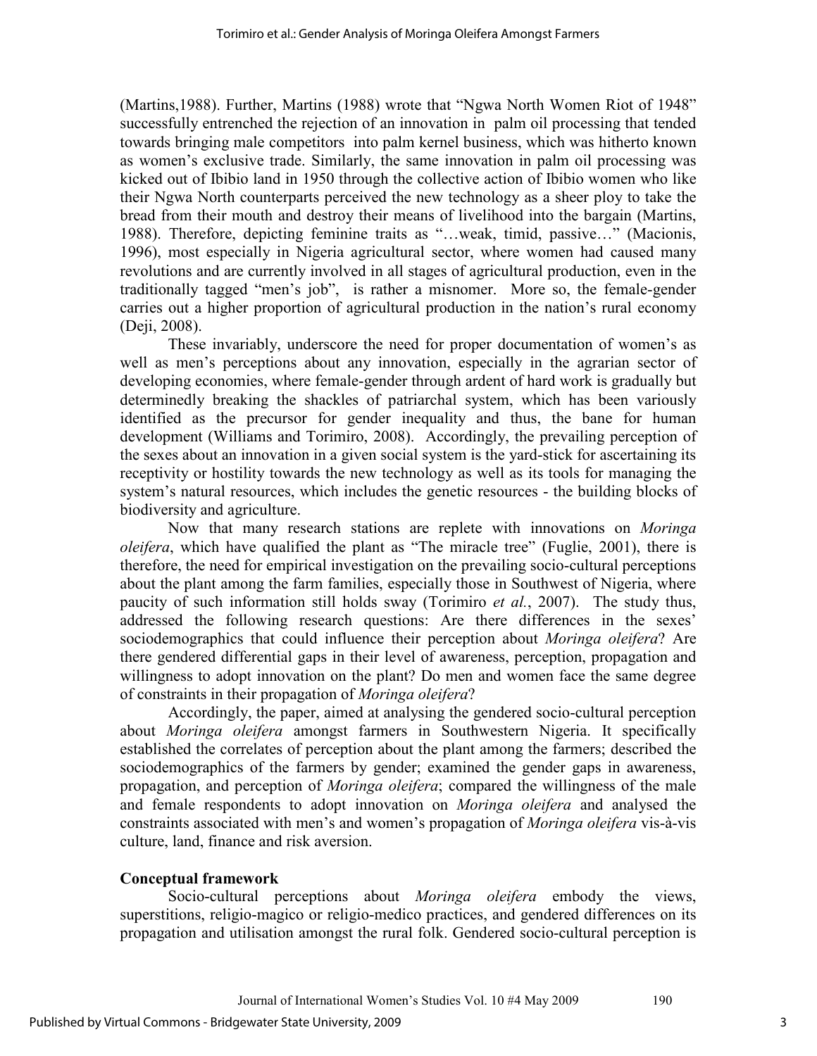(Martins,1988). Further, Martins (1988) wrote that "Ngwa North Women Riot of 1948" successfully entrenched the rejection of an innovation in palm oil processing that tended towards bringing male competitors into palm kernel business, which was hitherto known as women's exclusive trade. Similarly, the same innovation in palm oil processing was kicked out of Ibibio land in 1950 through the collective action of Ibibio women who like their Ngwa North counterparts perceived the new technology as a sheer ploy to take the bread from their mouth and destroy their means of livelihood into the bargain (Martins, 1988). Therefore, depicting feminine traits as "…weak, timid, passive…" (Macionis, 1996), most especially in Nigeria agricultural sector, where women had caused many revolutions and are currently involved in all stages of agricultural production, even in the traditionally tagged "men's job", is rather a misnomer. More so, the female-gender carries out a higher proportion of agricultural production in the nation's rural economy (Deji, 2008).

These invariably, underscore the need for proper documentation of women's as well as men's perceptions about any innovation, especially in the agrarian sector of developing economies, where female-gender through ardent of hard work is gradually but determinedly breaking the shackles of patriarchal system, which has been variously identified as the precursor for gender inequality and thus, the bane for human development (Williams and Torimiro, 2008). Accordingly, the prevailing perception of the sexes about an innovation in a given social system is the yard-stick for ascertaining its receptivity or hostility towards the new technology as well as its tools for managing the system's natural resources, which includes the genetic resources - the building blocks of biodiversity and agriculture.

Now that many research stations are replete with innovations on *Moringa oleifera*, which have qualified the plant as "The miracle tree" (Fuglie, 2001), there is therefore, the need for empirical investigation on the prevailing socio-cultural perceptions about the plant among the farm families, especially those in Southwest of Nigeria, where paucity of such information still holds sway (Torimiro *et al.*, 2007). The study thus, addressed the following research questions: Are there differences in the sexes' sociodemographics that could influence their perception about *Moringa oleifera*? Are there gendered differential gaps in their level of awareness, perception, propagation and willingness to adopt innovation on the plant? Do men and women face the same degree of constraints in their propagation of *Moringa oleifera*?

Accordingly, the paper, aimed at analysing the gendered socio-cultural perception about *Moringa oleifera* amongst farmers in Southwestern Nigeria. It specifically established the correlates of perception about the plant among the farmers; described the sociodemographics of the farmers by gender; examined the gender gaps in awareness, propagation, and perception of *Moringa oleifera*; compared the willingness of the male and female respondents to adopt innovation on *Moringa oleifera* and analysed the constraints associated with men's and women's propagation of *Moringa oleifera* vis-à-vis culture, land, finance and risk aversion.

## Conceptual framework

Socio-cultural perceptions about *Moringa oleifera* embody the views, superstitions, religio-magico or religio-medico practices, and gendered differences on its propagation and utilisation amongst the rural folk. Gendered socio-cultural perception is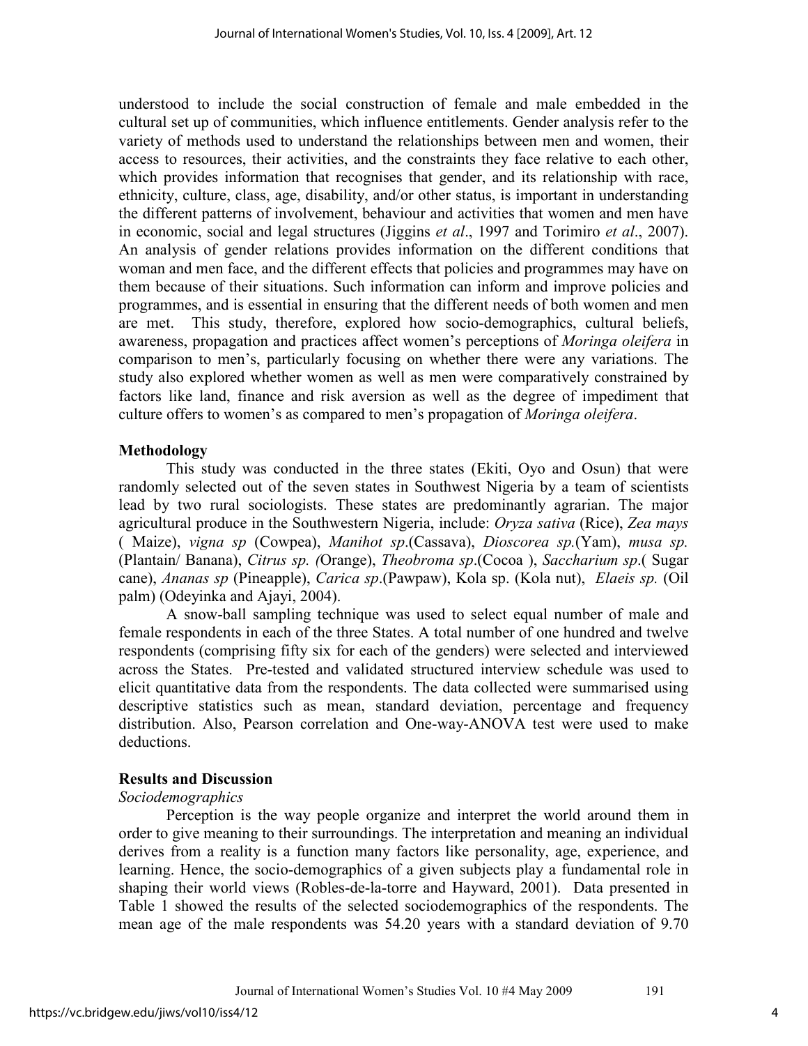understood to include the social construction of female and male embedded in the cultural set up of communities, which influence entitlements. Gender analysis refer to the variety of methods used to understand the relationships between men and women, their access to resources, their activities, and the constraints they face relative to each other, which provides information that recognises that gender, and its relationship with race, ethnicity, culture, class, age, disability, and/or other status, is important in understanding the different patterns of involvement, behaviour and activities that women and men have in economic, social and legal structures (Jiggins *et al*., 1997 and Torimiro *et al*., 2007). An analysis of gender relations provides information on the different conditions that woman and men face, and the different effects that policies and programmes may have on them because of their situations. Such information can inform and improve policies and programmes, and is essential in ensuring that the different needs of both women and men are met. This study, therefore, explored how socio-demographics, cultural beliefs, awareness, propagation and practices affect women's perceptions of *Moringa oleifera* in comparison to men's, particularly focusing on whether there were any variations. The study also explored whether women as well as men were comparatively constrained by factors like land, finance and risk aversion as well as the degree of impediment that culture offers to women's as compared to men's propagation of *Moringa oleifera*.

## Methodology

This study was conducted in the three states (Ekiti, Oyo and Osun) that were randomly selected out of the seven states in Southwest Nigeria by a team of scientists lead by two rural sociologists. These states are predominantly agrarian. The major agricultural produce in the Southwestern Nigeria, include: *Oryza sativa* (Rice), *Zea mays* ( Maize), *vigna sp* (Cowpea), *Manihot sp*.(Cassava), *Dioscorea sp.*(Yam), *musa sp.* (Plantain/ Banana), *Citrus sp. (*Orange), *Theobroma sp*.(Cocoa ), *Saccharium sp*.( Sugar cane), *Ananas sp* (Pineapple), *Carica sp*.(Pawpaw), Kola sp. (Kola nut), *Elaeis sp.* (Oil palm) (Odeyinka and Ajayi, 2004).

A snow-ball sampling technique was used to select equal number of male and female respondents in each of the three States. A total number of one hundred and twelve respondents (comprising fifty six for each of the genders) were selected and interviewed across the States. Pre-tested and validated structured interview schedule was used to elicit quantitative data from the respondents. The data collected were summarised using descriptive statistics such as mean, standard deviation, percentage and frequency distribution. Also, Pearson correlation and One-way-ANOVA test were used to make deductions.

## Results and Discussion

### *Sociodemographics*

Perception is the way people organize and interpret the world around them in order to give meaning to their surroundings. The interpretation and meaning an individual derives from a reality is a function many factors like personality, age, experience, and learning. Hence, the socio-demographics of a given subjects play a fundamental role in shaping their world views (Robles-de-la-torre and Hayward, 2001). Data presented in Table 1 showed the results of the selected sociodemographics of the respondents. The mean age of the male respondents was 54.20 years with a standard deviation of 9.70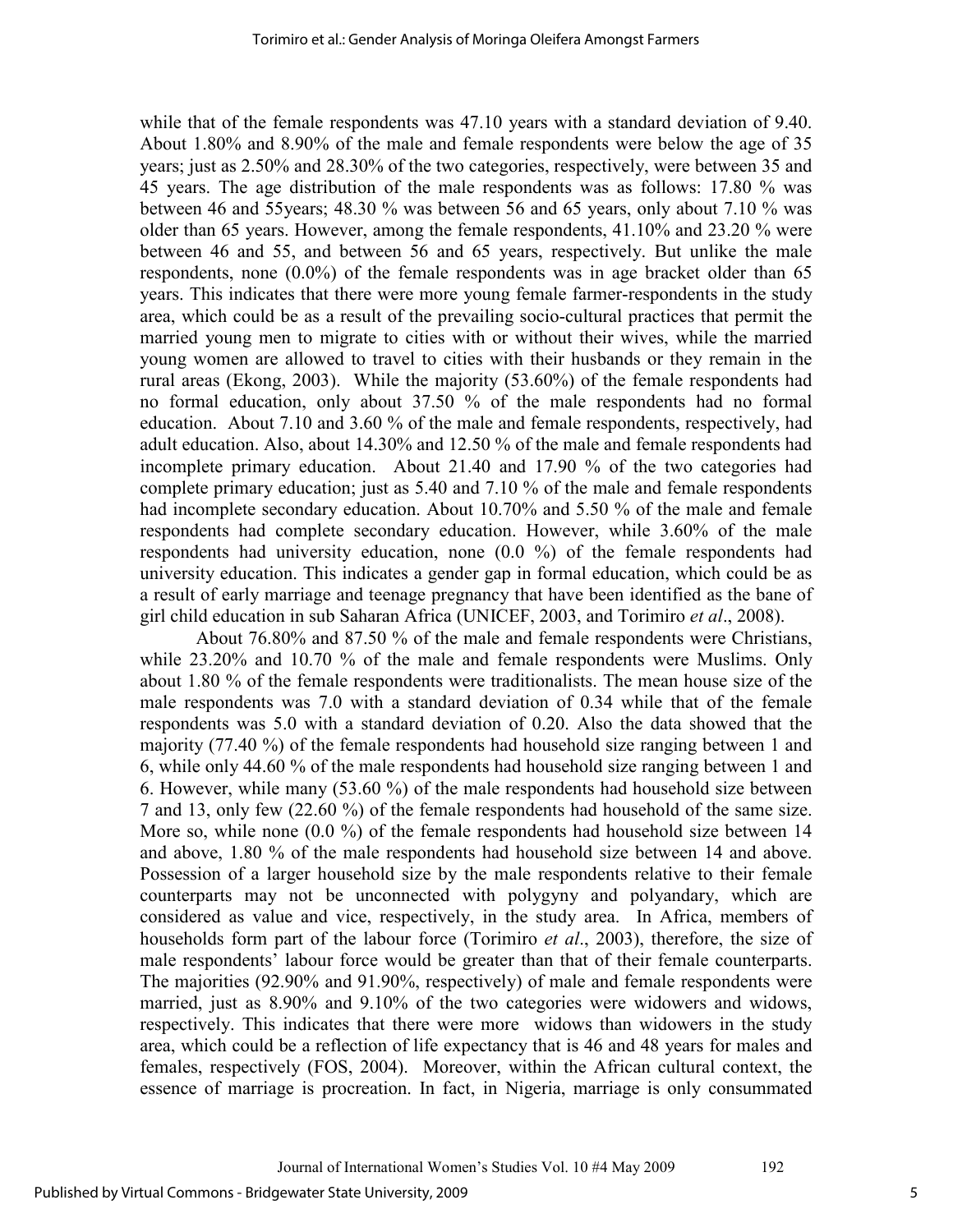while that of the female respondents was 47.10 years with a standard deviation of 9.40. About 1.80% and 8.90% of the male and female respondents were below the age of 35 years; just as 2.50% and 28.30% of the two categories, respectively, were between 35 and 45 years. The age distribution of the male respondents was as follows: 17.80 % was between 46 and 55years; 48.30 % was between 56 and 65 years, only about 7.10 % was older than 65 years. However, among the female respondents, 41.10% and 23.20 % were between 46 and 55, and between 56 and 65 years, respectively. But unlike the male respondents, none (0.0%) of the female respondents was in age bracket older than 65 years. This indicates that there were more young female farmer-respondents in the study area, which could be as a result of the prevailing socio-cultural practices that permit the married young men to migrate to cities with or without their wives, while the married young women are allowed to travel to cities with their husbands or they remain in the rural areas (Ekong, 2003). While the majority (53.60%) of the female respondents had no formal education, only about 37.50 % of the male respondents had no formal education. About 7.10 and 3.60 % of the male and female respondents, respectively, had adult education. Also, about 14.30% and 12.50 % of the male and female respondents had incomplete primary education. About 21.40 and 17.90 % of the two categories had complete primary education; just as 5.40 and 7.10 % of the male and female respondents had incomplete secondary education. About 10.70% and 5.50 % of the male and female respondents had complete secondary education. However, while 3.60% of the male respondents had university education, none (0.0 %) of the female respondents had university education. This indicates a gender gap in formal education, which could be as a result of early marriage and teenage pregnancy that have been identified as the bane of girl child education in sub Saharan Africa (UNICEF, 2003, and Torimiro *et al*., 2008).

About 76.80% and 87.50 % of the male and female respondents were Christians, while 23.20% and 10.70 % of the male and female respondents were Muslims. Only about 1.80 % of the female respondents were traditionalists. The mean house size of the male respondents was 7.0 with a standard deviation of 0.34 while that of the female respondents was 5.0 with a standard deviation of 0.20. Also the data showed that the majority (77.40 %) of the female respondents had household size ranging between 1 and 6, while only 44.60 % of the male respondents had household size ranging between 1 and 6. However, while many (53.60 %) of the male respondents had household size between 7 and 13, only few (22.60 %) of the female respondents had household of the same size. More so, while none (0.0 %) of the female respondents had household size between 14 and above, 1.80 % of the male respondents had household size between 14 and above. Possession of a larger household size by the male respondents relative to their female counterparts may not be unconnected with polygyny and polyandary, which are considered as value and vice, respectively, in the study area. In Africa, members of households form part of the labour force (Torimiro *et al*., 2003), therefore, the size of male respondents' labour force would be greater than that of their female counterparts. The majorities (92.90% and 91.90%, respectively) of male and female respondents were married, just as 8.90% and 9.10% of the two categories were widowers and widows, respectively. This indicates that there were more widows than widowers in the study area, which could be a reflection of life expectancy that is 46 and 48 years for males and females, respectively (FOS, 2004). Moreover, within the African cultural context, the essence of marriage is procreation. In fact, in Nigeria, marriage is only consummated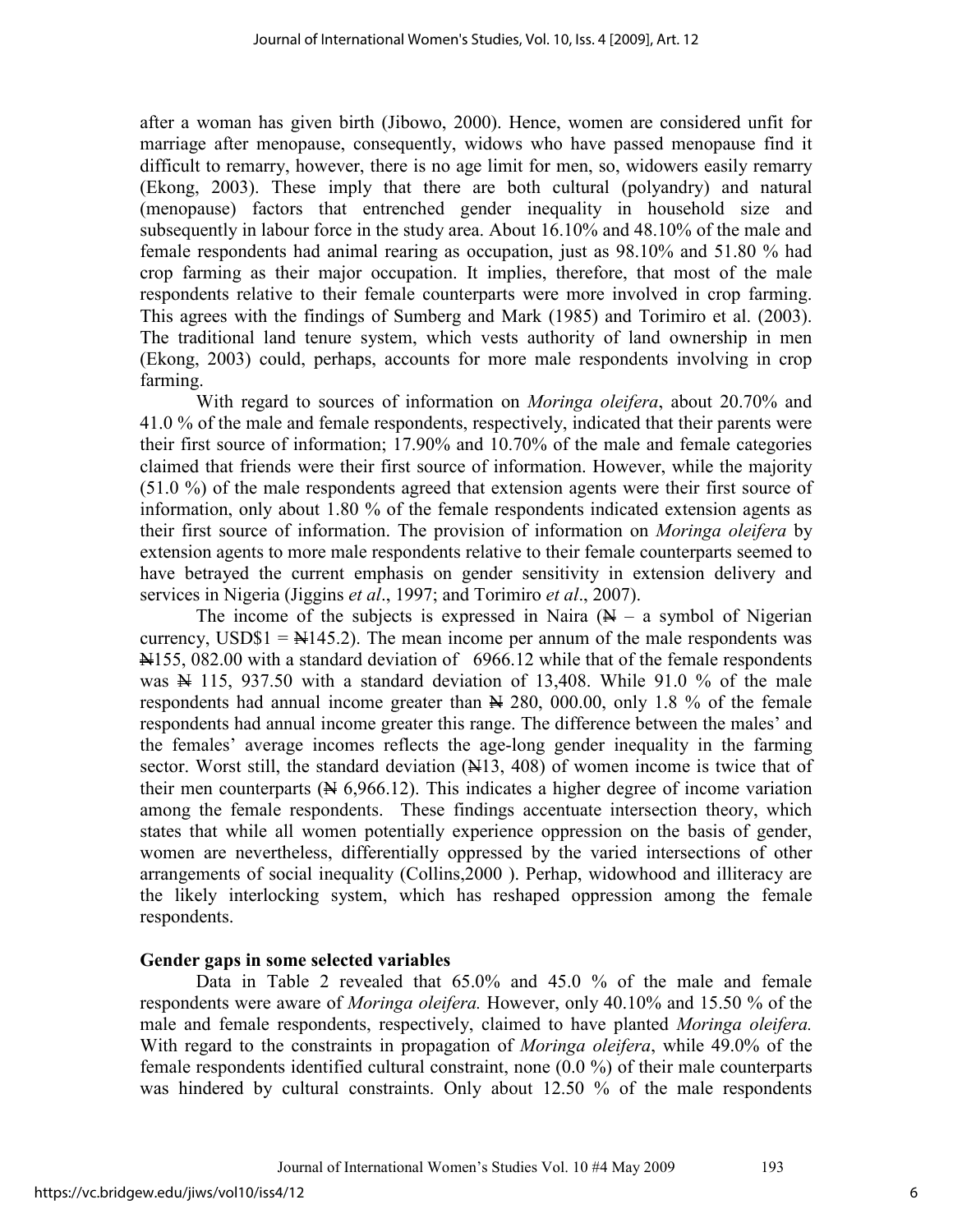after a woman has given birth (Jibowo, 2000). Hence, women are considered unfit for marriage after menopause, consequently, widows who have passed menopause find it difficult to remarry, however, there is no age limit for men, so, widowers easily remarry (Ekong, 2003). These imply that there are both cultural (polyandry) and natural (menopause) factors that entrenched gender inequality in household size and subsequently in labour force in the study area. About 16.10% and 48.10% of the male and female respondents had animal rearing as occupation, just as 98.10% and 51.80 % had crop farming as their major occupation. It implies, therefore, that most of the male respondents relative to their female counterparts were more involved in crop farming. This agrees with the findings of Sumberg and Mark (1985) and Torimiro et al. (2003). The traditional land tenure system, which vests authority of land ownership in men (Ekong, 2003) could, perhaps, accounts for more male respondents involving in crop farming.

With regard to sources of information on *Moringa oleifera*, about 20.70% and 41.0 % of the male and female respondents, respectively, indicated that their parents were their first source of information; 17.90% and 10.70% of the male and female categories claimed that friends were their first source of information. However, while the majority (51.0 %) of the male respondents agreed that extension agents were their first source of information, only about 1.80 % of the female respondents indicated extension agents as their first source of information. The provision of information on *Moringa oleifera* by extension agents to more male respondents relative to their female counterparts seemed to have betrayed the current emphasis on gender sensitivity in extension delivery and services in Nigeria (Jiggins *et al*., 1997; and Torimiro *et al*., 2007).

The income of the subjects is expressed in Naira (₦ – a symbol of Nigerian currency, USD$1 = ₦145.2). The mean income per annum of the male respondents was ₦155, 082.00 with a standard deviation of 6966.12 while that of the female respondents was ₦ 115, 937.50 with a standard deviation of 13,408. While 91.0 % of the male respondents had annual income greater than ₦ 280, 000.00, only 1.8 % of the female respondents had annual income greater this range. The difference between the males' and the females' average incomes reflects the age-long gender inequality in the farming sector. Worst still, the standard deviation (₦13, 408) of women income is twice that of their men counterparts (₦ 6,966.12). This indicates a higher degree of income variation among the female respondents. These findings accentuate intersection theory, which states that while all women potentially experience oppression on the basis of gender, women are nevertheless, differentially oppressed by the varied intersections of other arrangements of social inequality (Collins,2000 ). Perhap, widowhood and illiteracy are the likely interlocking system, which has reshaped oppression among the female respondents.

### Gender gaps in some selected variables

Data in Table 2 revealed that 65.0% and 45.0 % of the male and female respondents were aware of *Moringa oleifera.* However, only 40.10% and 15.50 % of the male and female respondents, respectively, claimed to have planted *Moringa oleifera.* With regard to the constraints in propagation of *Moringa oleifera*, while 49.0% of the female respondents identified cultural constraint, none (0.0 %) of their male counterparts was hindered by cultural constraints. Only about 12.50 % of the male respondents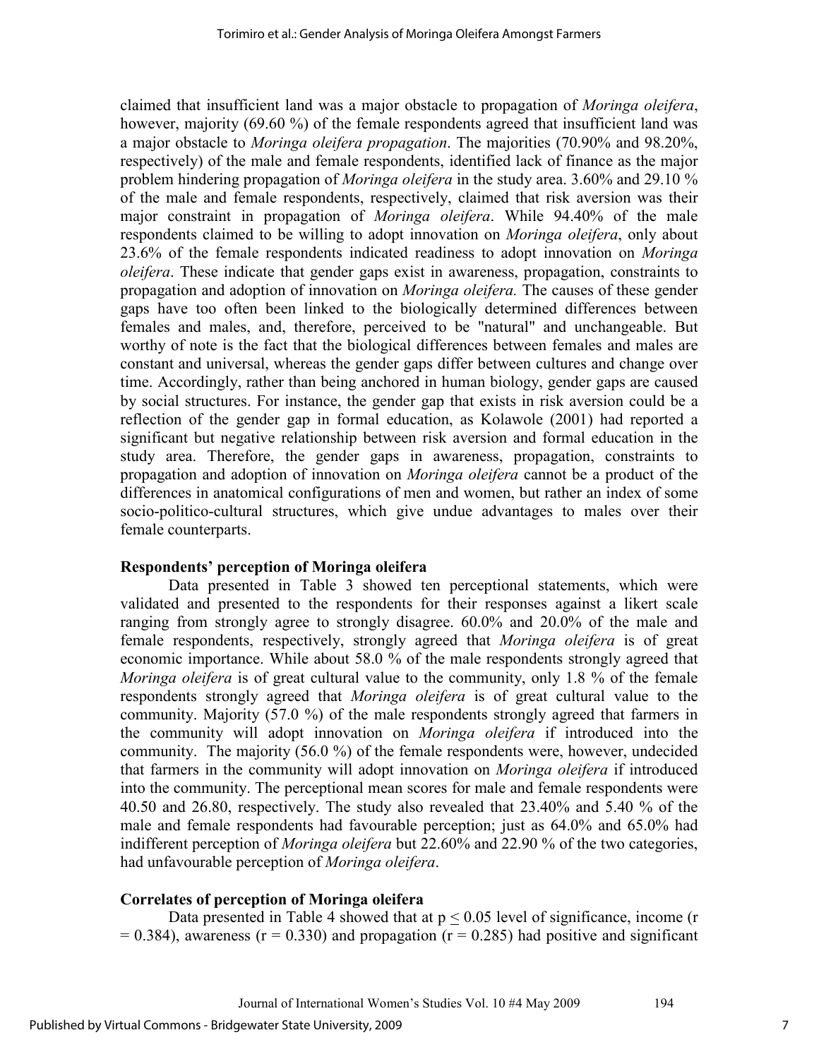claimed that insufficient land was a major obstacle to propagation of *Moringa oleifera*, however, majority (69.60 %) of the female respondents agreed that insufficient land was a major obstacle to *Moringa oleifera propagation*. The majorities (70.90% and 98.20%, respectively) of the male and female respondents, identified lack of finance as the major problem hindering propagation of *Moringa oleifera* in the study area. 3.60% and 29.10 % of the male and female respondents, respectively, claimed that risk aversion was their major constraint in propagation of *Moringa oleifera*. While 94.40% of the male respondents claimed to be willing to adopt innovation on *Moringa oleifera*, only about 23.6% of the female respondents indicated readiness to adopt innovation on *Moringa oleifera*. These indicate that gender gaps exist in awareness, propagation, constraints to propagation and adoption of innovation on *Moringa oleifera.* The causes of these gender gaps have too often been linked to the biologically determined differences between females and males, and, therefore, perceived to be "natural" and unchangeable. But worthy of note is the fact that the biological differences between females and males are constant and universal, whereas the gender gaps differ between cultures and change over time. Accordingly, rather than being anchored in human biology, gender gaps are caused by social structures. For instance, the gender gap that exists in risk aversion could be a reflection of the gender gap in formal education, as Kolawole (2001) had reported a significant but negative relationship between risk aversion and formal education in the study area. Therefore, the gender gaps in awareness, propagation, constraints to propagation and adoption of innovation on *Moringa oleifera* cannot be a product of the differences in anatomical configurations of men and women, but rather an index of some socio-politico-cultural structures, which give undue advantages to males over their female counterparts.

### Respondents' perception of Moringa oleifera

Data presented in Table 3 showed ten perceptional statements, which were validated and presented to the respondents for their responses against a likert scale ranging from strongly agree to strongly disagree. 60.0% and 20.0% of the male and female respondents, respectively, strongly agreed that *Moringa oleifera* is of great economic importance. While about 58.0 % of the male respondents strongly agreed that *Moringa oleifera* is of great cultural value to the community, only 1.8 % of the female respondents strongly agreed that *Moringa oleifera* is of great cultural value to the community. Majority (57.0 %) of the male respondents strongly agreed that farmers in the community will adopt innovation on *Moringa oleifera* if introduced into the community. The majority (56.0 %) of the female respondents were, however, undecided that farmers in the community will adopt innovation on *Moringa oleifera* if introduced into the community. The perceptional mean scores for male and female respondents were 40.50 and 26.80, respectively. The study also revealed that 23.40% and 5.40 % of the male and female respondents had favourable perception; just as 64.0% and 65.0% had indifferent perception of *Moringa oleifera* but 22.60% and 22.90 % of the two categories, had unfavourable perception of *Moringa oleifera*.

### Correlates of perception of Moringa oleifera

Data presented in Table 4 showed that at $p \leq 0.05$ level of significance, income ($r = 0.384$), awareness ($r = 0.330$) and propagation ($r = 0.285$) had positive and significant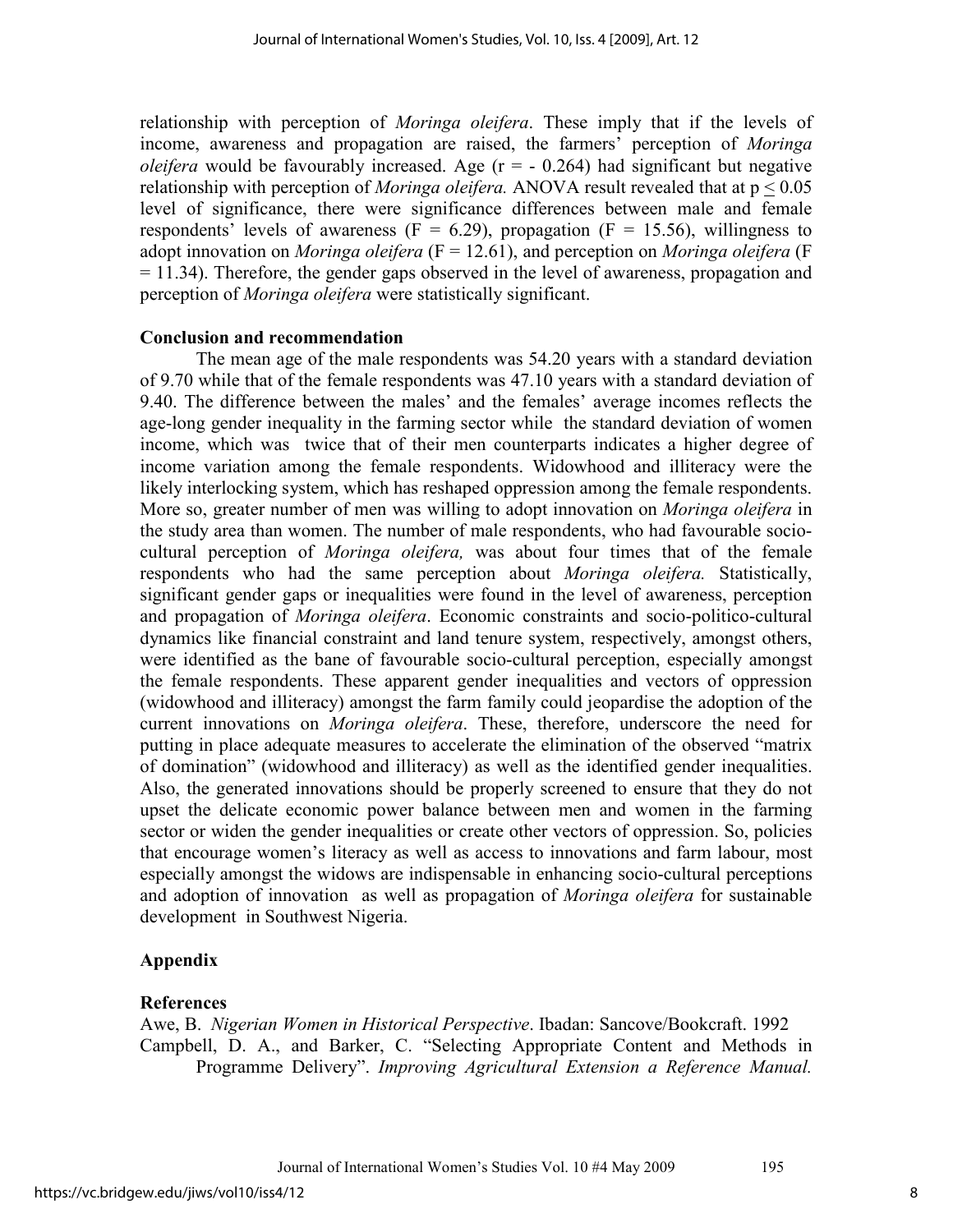relationship with perception of *Moringa oleifera*. These imply that if the levels of income, awareness and propagation are raised, the farmers' perception of *Moringa oleifera* would be favourably increased. Age ($r = - 0.264$) had significant but negative relationship with perception of *Moringa oleifera.* ANOVA result revealed that at $p \leq 0.05$ level of significance, there were significance differences between male and female respondents' levels of awareness ($F = 6.29$), propagation ($F = 15.56$), willingness to adopt innovation on *Moringa oleifera* ($F = 12.61$), and perception on *Moringa oleifera* ($F = 11.34$). Therefore, the gender gaps observed in the level of awareness, propagation and perception of *Moringa oleifera* were statistically significant.

### Conclusion and recommendation

The mean age of the male respondents was 54.20 years with a standard deviation of 9.70 while that of the female respondents was 47.10 years with a standard deviation of 9.40. The difference between the males' and the females' average incomes reflects the age-long gender inequality in the farming sector while the standard deviation of women income, which was twice that of their men counterparts indicates a higher degree of income variation among the female respondents. Widowhood and illiteracy were the likely interlocking system, which has reshaped oppression among the female respondents. More so, greater number of men was willing to adopt innovation on *Moringa oleifera* in the study area than women. The number of male respondents, who had favourable socio-cultural perception of *Moringa oleifera,* was about four times that of the female respondents who had the same perception about *Moringa oleifera.* Statistically, significant gender gaps or inequalities were found in the level of awareness, perception and propagation of *Moringa oleifera*. Economic constraints and socio-politico-cultural dynamics like financial constraint and land tenure system, respectively, amongst others, were identified as the bane of favourable socio-cultural perception, especially amongst the female respondents. These apparent gender inequalities and vectors of oppression (widowhood and illiteracy) amongst the farm family could jeopardise the adoption of the current innovations on *Moringa oleifera*. These, therefore, underscore the need for putting in place adequate measures to accelerate the elimination of the observed "matrix of domination" (widowhood and illiteracy) as well as the identified gender inequalities. Also, the generated innovations should be properly screened to ensure that they do not upset the delicate economic power balance between men and women in the farming sector or widen the gender inequalities or create other vectors of oppression. So, policies that encourage women's literacy as well as access to innovations and farm labour, most especially amongst the widows are indispensable in enhancing socio-cultural perceptions and adoption of innovation as well as propagation of *Moringa oleifera* for sustainable development in Southwest Nigeria.

### Appendix

### References

Awe, B. *Nigerian Women in Historical Perspective*. Ibadan: Sancove/Bookcraft. 1992

Campbell, D. A., and Barker, C. "Selecting Appropriate Content and Methods in Programme Delivery". *Improving Agricultural Extension a Reference Manual.*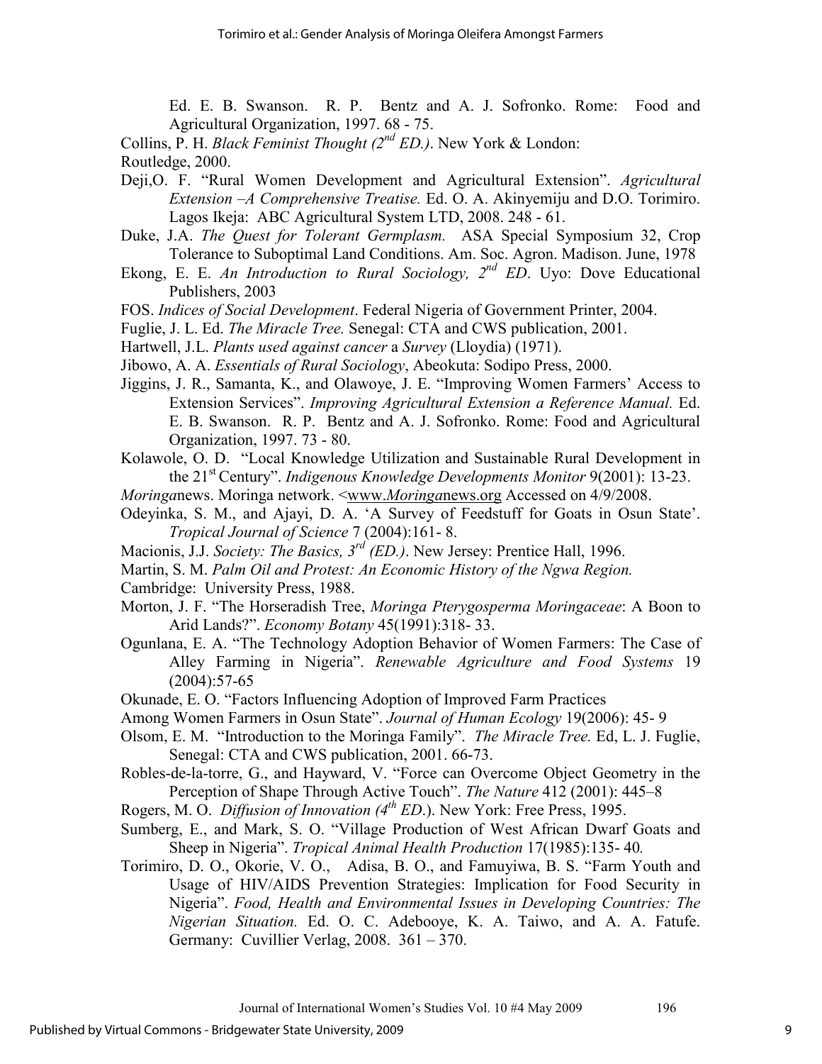Ed. E. B. Swanson. R. P. Bentz and A. J. Sofronko. Rome: Food and Agricultural Organization, 1997. 68 - 75.

Collins, P. H. *Black Feminist Thought (2nd ED.)*. New York & London: Routledge, 2000.

Deji,O. F. "Rural Women Development and Agricultural Extension". *Agricultural Extension –A Comprehensive Treatise.* Ed. O. A. Akinyemiju and D.O. Torimiro. Lagos Ikeja: ABC Agricultural System LTD, 2008. 248 - 61.

Duke, J.A. *The Quest for Tolerant Germplasm.* ASA Special Symposium 32, Crop Tolerance to Suboptimal Land Conditions. Am. Soc. Agron. Madison. June, 1978

Ekong, E. E. *An Introduction to Rural Sociology, 2nd ED*. Uyo: Dove Educational Publishers, 2003

FOS. *Indices of Social Development*. Federal Nigeria of Government Printer, 2004.

Fuglie, J. L. Ed. *The Miracle Tree.* Senegal: CTA and CWS publication, 2001.

Hartwell, J.L. *Plants used against cancer* a *Survey* (Lloydia) (1971).

Jibowo, A. A. *Essentials of Rural Sociology*, Abeokuta: Sodipo Press, 2000.

Jiggins, J. R., Samanta, K., and Olawoye, J. E. "Improving Women Farmers' Access to Extension Services". *Improving Agricultural Extension a Reference Manual.* Ed. E. B. Swanson. R. P. Bentz and A. J. Sofronko. Rome: Food and Agricultural Organization, 1997. 73 - 80.

Kolawole, O. D. "Local Knowledge Utilization and Sustainable Rural Development in the 21st Century". *Indigenous Knowledge Developments Monitor* 9(2001): 13-23.

*Moringa*news. Moringa network. <www.*Moringa*news.org Accessed on 4/9/2008.

Odeyinka, S. M., and Ajayi, D. A. 'A Survey of Feedstuff for Goats in Osun State'. *Tropical Journal of Science* 7 (2004):161- 8.

Macionis, J.J. *Society: The Basics, 3rd (ED.)*. New Jersey: Prentice Hall, 1996.

Martin, S. M. *Palm Oil and Protest: An Economic History of the Ngwa Region.* Cambridge: University Press, 1988.

Morton, J. F. "The Horseradish Tree, *Moringa Pterygosperma Moringaceae*: A Boon to Arid Lands?". *Economy Botany* 45(1991):318- 33.

Ogunlana, E. A. "The Technology Adoption Behavior of Women Farmers: The Case of Alley Farming in Nigeria". *Renewable Agriculture and Food Systems* 19 (2004):57-65

Okunade, E. O. "Factors Influencing Adoption of Improved Farm Practices Among Women Farmers in Osun State". *Journal of Human Ecology* 19(2006): 45- 9

Olsom, E. M. "Introduction to the Moringa Family". *The Miracle Tree.* Ed, L. J. Fuglie, Senegal: CTA and CWS publication, 2001. 66-73.

Robles-de-la-torre, G., and Hayward, V. "Force can Overcome Object Geometry in the Perception of Shape Through Active Touch". *The Nature* 412 (2001): 445–8

Rogers, M. O. *Diffusion of Innovation (4th ED.*). New York: Free Press, 1995.

Sumberg, E., and Mark, S. O. "Village Production of West African Dwarf Goats and Sheep in Nigeria". *Tropical Animal Health Production* 17(1985):135- 40*.*

Torimiro, D. O., Okorie, V. O., Adisa, B. O., and Famuyiwa, B. S. "Farm Youth and Usage of HIV/AIDS Prevention Strategies: Implication for Food Security in Nigeria". *Food, Health and Environmental Issues in Developing Countries: The Nigerian Situation.* Ed. O. C. Adebooye, K. A. Taiwo, and A. A. Fatufe. Germany: Cuvillier Verlag, 2008. 361 – 370.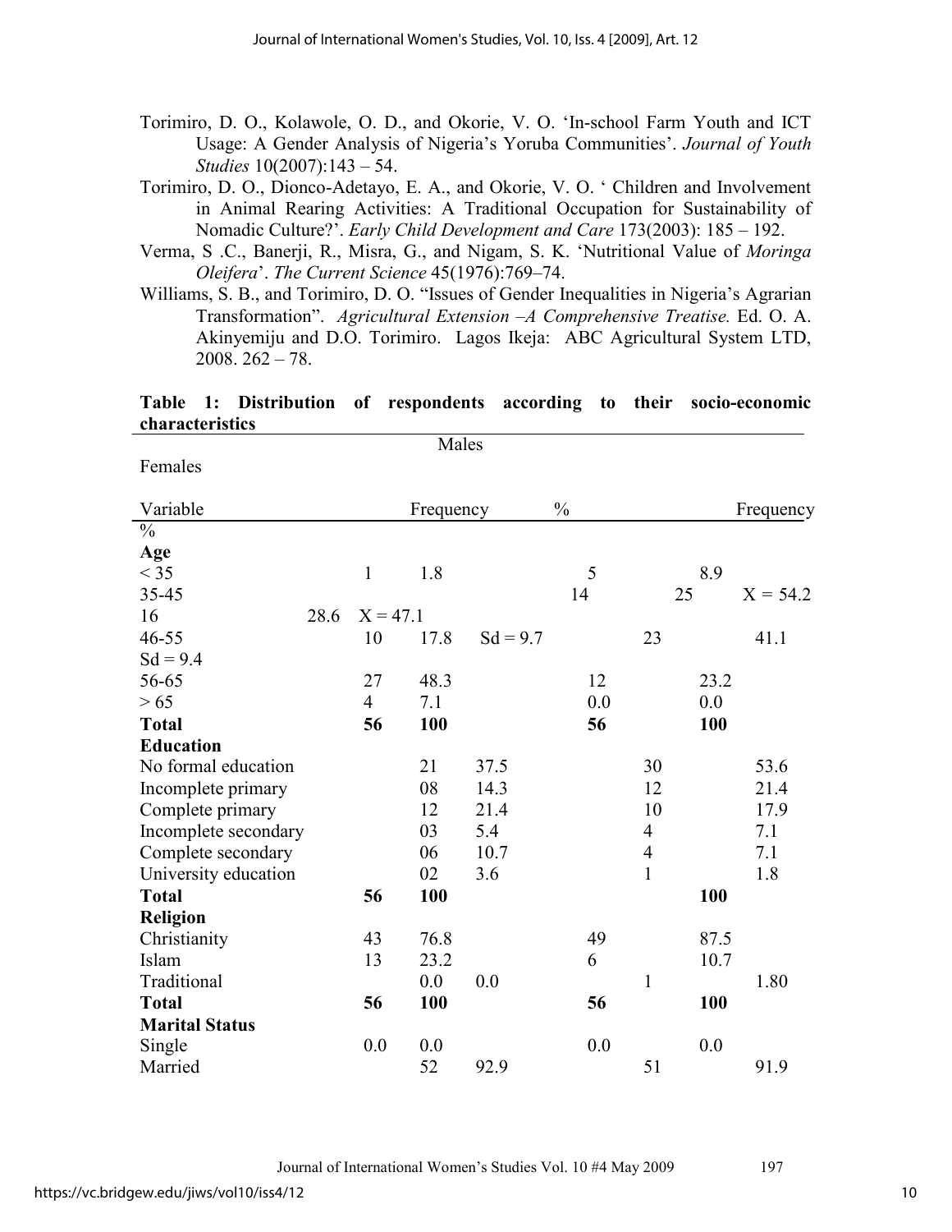Torimiro, D. O., Kolawole, O. D., and Okorie, V. O. 'In-school Farm Youth and ICT Usage: A Gender Analysis of Nigeria's Yoruba Communities'. *Journal of Youth Studies* 10(2007):143 – 54.

Torimiro, D. O., Dionco-Adetayo, E. A., and Okorie, V. O. ' Children and Involvement in Animal Rearing Activities: A Traditional Occupation for Sustainability of Nomadic Culture?'. *Early Child Development and Care* 173(2003): 185 – 192.

Verma, S .C., Banerji, R., Misra, G., and Nigam, S. K. 'Nutritional Value of *Moringa Oleifera*'. *The Current Science* 45(1976):769–74.

Williams, S. B., and Torimiro, D. O. "Issues of Gender Inequalities in Nigeria's Agrarian Transformation". *Agricultural Extension –A Comprehensive Treatise.* Ed. O. A. Akinyemiju and D.O. Torimiro. Lagos Ikeja: ABC Agricultural System LTD, 2008. 262 – 78.

**Table 1: Distribution of respondents according to their socio-economic characteristics**

| | Males | | | Females | | |
|---|---|---|---|---|---|---|
| Variable | Frequency | % | | Frequency | % | |
| **Age** | | | | | | |
| < 35 | 1 | 1.8 | | 5 | 8.9 | |
| 35-45 | 14 | 25 | X = 54.2 | 16 | 28.6 | X = 47.1 |
| 46-55 | 10 | 17.8 | Sd = 9.7 | 23 | 41.1 | Sd = 9.4 |
| 56-65 | 27 | 48.3 | | 12 | 23.2 | |
| > 65 | 4 | 7.1 | | 0.0 | 0.0 | |
| **Total** | **56** | **100** | | **56** | **100** | |
| **Education** | | | | | | |
| No formal education | 21 | 37.5 | | 30 | 53.6 | |
| Incomplete primary | 08 | 14.3 | | 12 | 21.4 | |
| Complete primary | 12 | 21.4 | | 10 | 17.9 | |
| Incomplete secondary | 03 | 5.4 | | 4 | 7.1 | |
| Complete secondary | 06 | 10.7 | | 4 | 7.1 | |
| University education | 02 | 3.6 | | 1 | 1.8 | |
| **Total** | **56** | **100** | | | **100** | |
| **Religion** | | | | | | |
| Christianity | 43 | 76.8 | | 49 | 87.5 | |
| Islam | 13 | 23.2 | | 6 | 10.7 | |
| Traditional | 0.0 | 0.0 | | 1 | 1.80 | |
| **Total** | **56** | **100** | | **56** | **100** | |
| **Marital Status** | | | | | | |
| Single | 0.0 | 0.0 | | 0.0 | 0.0 | |
| Married | 52 | 92.9 | | 51 | 91.9 | |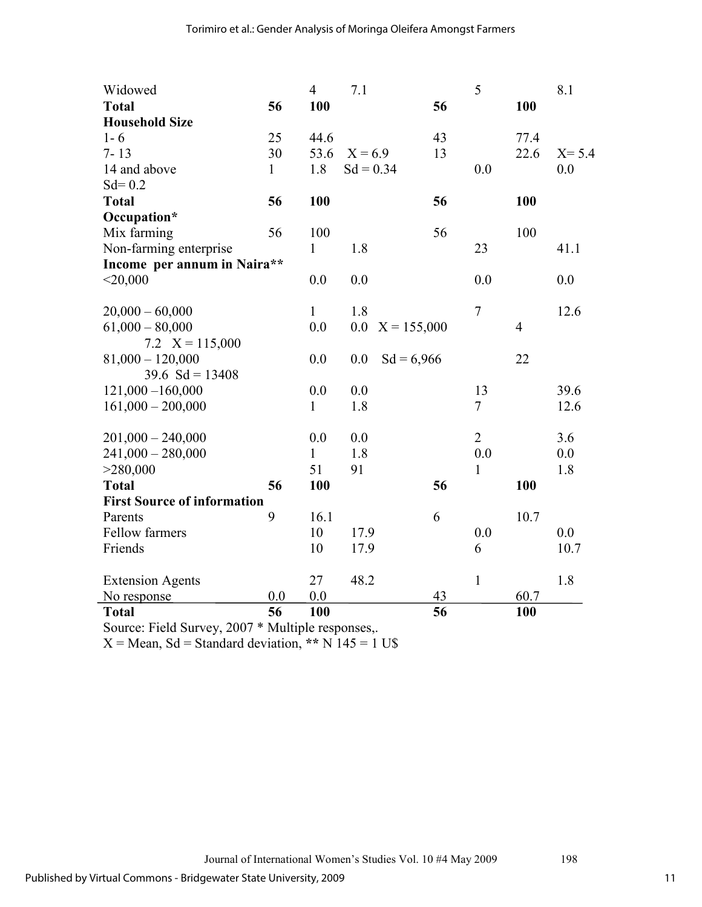| | | | | | | |
|---|---|---|---|---|---|---|
| Widowed | | 4 | 7.1 | | 5 | 8.1 |
| **Total** | **56** | **100** | | **56** | | **100** |
| **Household Size** | | | | | | |
| 1- 6 | 25 | 44.6 | | 43 | | 77.4 |
| 7- 13 | 30 | 53.6 | X = 6.9 | 13 | | 22.6 X= 5.4 |
| 14 and above | 1 | 1.8 | Sd = 0.34 | | 0.0 | 0.0 |
| Sd= 0.2 | | | | | | |
| **Total** | **56** | **100** | | **56** | | **100** |
| **Occupation*** | | | | | | |
| Mix farming | 56 | 100 | | 56 | | 100 |
| Non-farming enterprise | | 1 | 1.8 | | 23 | 41.1 |
| **Income per annum in Naira**** | | | | | | |
| <20,000 | | 0.0 | 0.0 | | 0.0 | 0.0 |
| 20,000 – 60,000 | | 1 | 1.8 | | 7 | 12.6 |
| 61,000 – 80,000 | | 0.0 | 0.0 X = 155,000 | | | 4 |
| 7.2 X = 115,000 | | | | | | |
| 81,000 – 120,000 | | 0.0 | 0.0 Sd = 6,966 | | | 22 |
| 39.6 Sd = 13408 | | | | | | |
| 121,000 –160,000 | | 0.0 | 0.0 | | 13 | 39.6 |
| 161,000 – 200,000 | | 1 | 1.8 | | 7 | 12.6 |
| 201,000 – 240,000 | | 0.0 | 0.0 | | 2 | 3.6 |
| 241,000 – 280,000 | | 1 | 1.8 | | 0.0 | 0.0 |
| >280,000 | | 51 | 91 | | 1 | 1.8 |
| **Total** | **56** | **100** | | **56** | | **100** |
| **First Source of information** | | | | | | |
| Parents | 9 | 16.1 | | 6 | | 10.7 |
| Fellow farmers | | 10 | 17.9 | | 0.0 | 0.0 |
| Friends | | 10 | 17.9 | | 6 | 10.7 |
| Extension Agents | | 27 | 48.2 | | 1 | 1.8 |
| No response | 0.0 | 0.0 | | 43 | | 60.7 |
| **Total** | **56** | **100** | | **56** | | **100** |

Source: Field Survey, 2007 * Multiple responses,.

X = Mean, Sd = Standard deviation, ** N 145 = 1 U$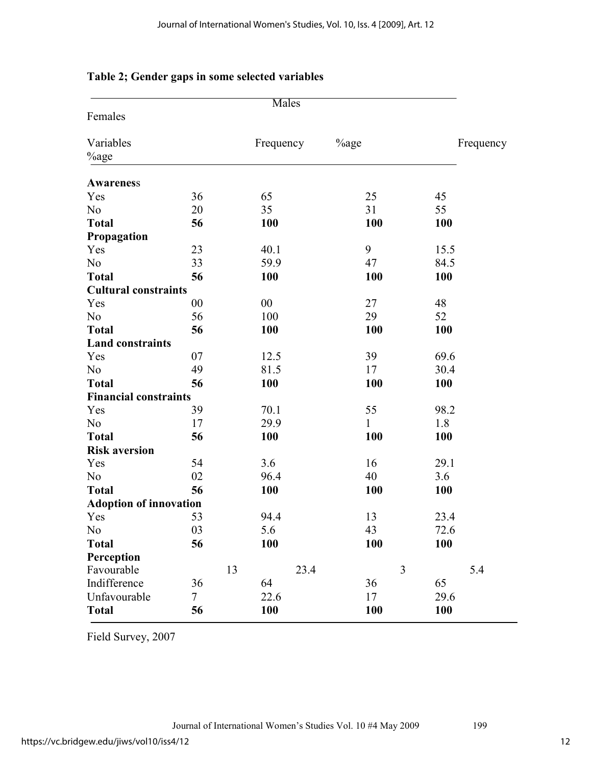**Table 2; Gender gaps in some selected variables**

| Variables | Males Frequency | Males %age | Females Frequency | Females %age |
|---|---|---|---|---|
| **Awareness** | | | | |
| Yes | 36 | 65 | 25 | 45 |
| No | 20 | 35 | 31 | 55 |
| **Total** | **56** | **100** | **100** | **100** |
| **Propagation** | | | | |
| Yes | 23 | 40.1 | 9 | 15.5 |
| No | 33 | 59.9 | 47 | 84.5 |
| **Total** | **56** | **100** | **100** | **100** |
| **Cultural constraints** | | | | |
| Yes | 00 | 00 | 27 | 48 |
| No | 56 | 100 | 29 | 52 |
| **Total** | **56** | **100** | **100** | **100** |
| **Land constraints** | | | | |
| Yes | 07 | 12.5 | 39 | 69.6 |
| No | 49 | 81.5 | 17 | 30.4 |
| **Total** | **56** | **100** | **100** | **100** |
| **Financial constraints** | | | | |
| Yes | 39 | 70.1 | 55 | 98.2 |
| No | 17 | 29.9 | 1 | 1.8 |
| **Total** | **56** | **100** | **100** | **100** |
| **Risk aversion** | | | | |
| Yes | 54 | 3.6 | 16 | 29.1 |
| No | 02 | 96.4 | 40 | 3.6 |
| **Total** | **56** | **100** | **100** | **100** |
| **Adoption of innovation** | | | | |
| Yes | 53 | 94.4 | 13 | 23.4 |
| No | 03 | 5.6 | 43 | 72.6 |
| **Total** | **56** | **100** | **100** | **100** |
| **Perception** | | | | |
| Favourable | 13 | 23.4 | 3 | 5.4 |
| Indifference | 36 | 64 | 36 | 65 |
| Unfavourable | 7 | 22.6 | 17 | 29.6 |
| **Total** | **56** | **100** | **100** | **100** |

Field Survey, 2007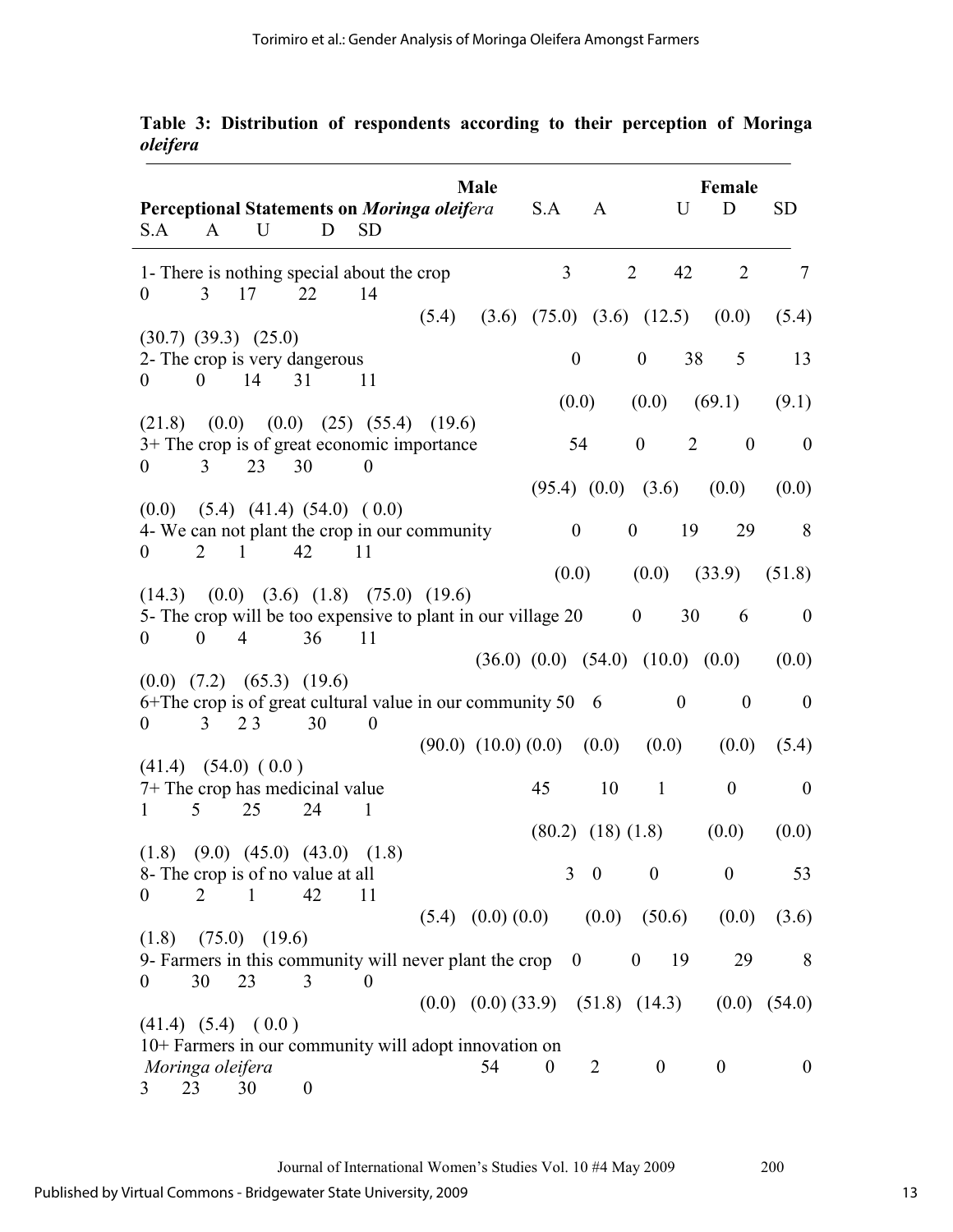**Table 3: Distribution of respondents according to their perception of *Moringa oleifera***

| Perceptional Statements on *Moringa oleifera* | Male S.A | Male A | Male U | Male D | Male SD | Female S.A | Female A | Female U | Female D | Female SD |
|---|---|---|---|---|---|---|---|---|---|---|
| 1- There is nothing special about the crop | 3 (5.4) | 2 (3.6) | 42 (75.0) | 2 (3.6) | 7 (12.5) | 0 (0.0) | 3 (5.4) | 17 (30.7) | 22 (39.3) | 14 (25.0) |
| 2- The crop is very dangerous | 0 (0.0) | 0 (0.0) | 38 (69.1) | 5 (9.1) | 13 (21.8) | 0 (0.0) | 0 (0.0) | 14 (25) | 31 (55.4) | 11 (19.6) |
| 3+ The crop is of great economic importance | 54 (95.4) | 0 (0.0) | 2 (3.6) | 0 (0.0) | 0 (0.0) | 0 (0.0) | 3 (5.4) | 23 (41.4) | 30 (54.0) | 0 ( 0.0) |
| 4- We can not plant the crop in our community | 0 (0.0) | 0 (0.0) | 19 (33.9) | 29 (51.8) | 8 (14.3) | 0 (0.0) | 2 (3.6) | 1 (1.8) | 42 (75.0) | 11 (19.6) |
| 5- The crop will be too expensive to plant in our village | 20 (36.0) | 0 (0.0) | 30 (54.0) | 6 (10.0) | 0 (0.0) | 0 (0.0) | 0 (0.0) | 4 (7.2) | 36 (65.3) | 11 (19.6) |
| 6+The crop is of great cultural value in our community | 50 (90.0) | 6 (10.0) | 0 (0.0) | 0 (0.0) | 0 (0.0) | 0 (0.0) | 3 (5.4) | 2 3 (41.4) | 30 (54.0) | 0 ( 0.0 ) |
| 7+ The crop has medicinal value | 45 (80.2) | 10 (18) | 1 (1.8) | 0 (0.0) | 0 (0.0) | 1 (1.8) | 5 (9.0) | 25 (45.0) | 24 (43.0) | 1 (1.8) |
| 8- The crop is of no value at all | 3 (5.4) | 0 (0.0) | 0 (0.0) | 0 (0.0) | 53 (50.6) | 0 (0.0) | 2 (3.6) | 1 (1.8) | 42 (75.0) | 11 (19.6) |
| 9- Farmers in this community will never plant the crop | 0 (0.0) | 0 (0.0) | 19 (33.9) | 29 (51.8) | 8 (14.3) | 0 (0.0) | 30 (54.0) | 23 (41.4) | 3 (5.4) | 0 ( 0.0 ) |
| 10+ Farmers in our community will adopt innovation on *Moringa oleifera* | 54 | 0 | 2 | 0 | 0 | 0 | 3 | 23 | 30 | 0 |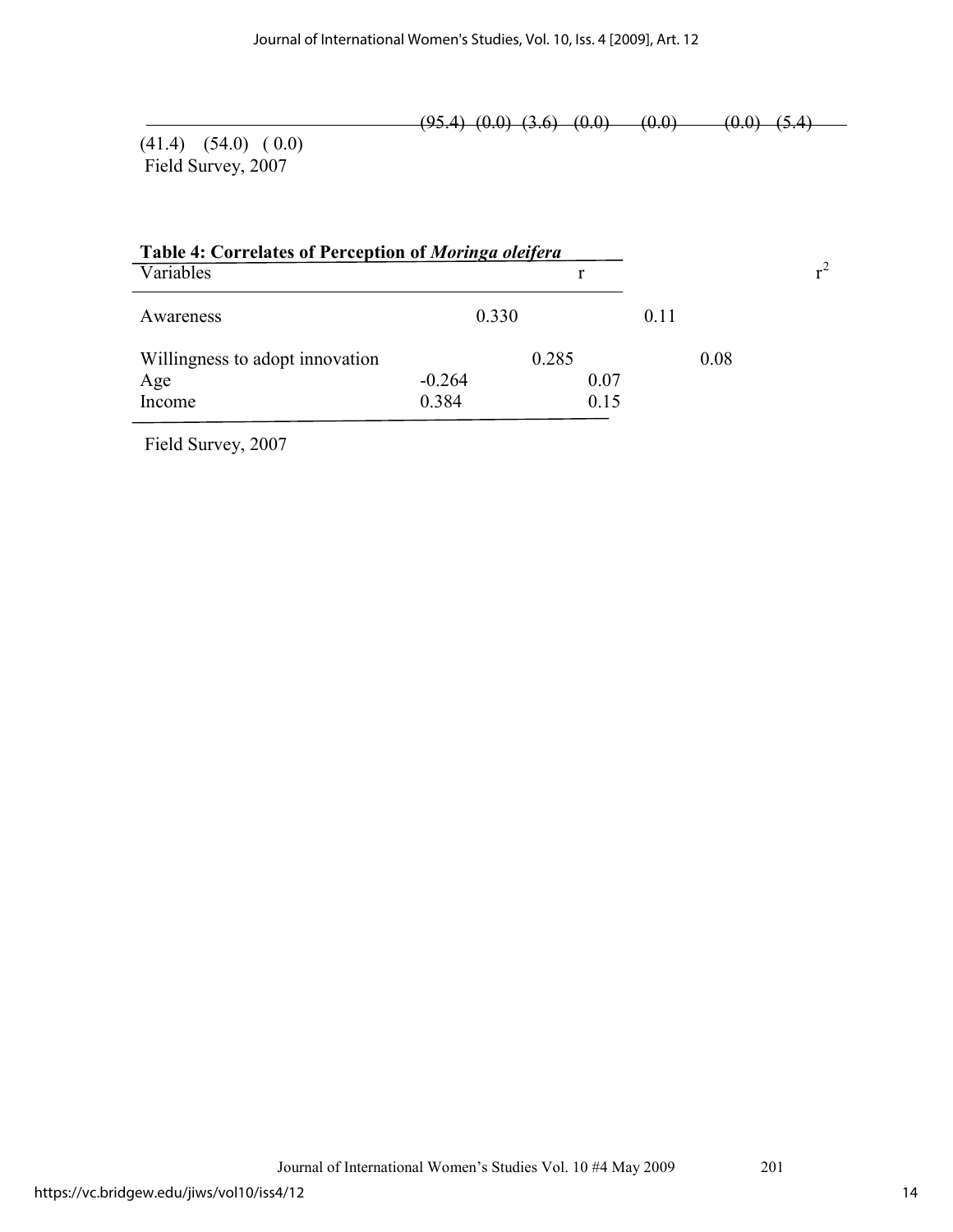(95.4) (0.0) (3.6) (0.0) (0.0) (0.0) (5.4)

(41.4) (54.0) ( 0.0)

Field Survey, 2007

**Table 4: Correlates of Perception of *Moringa oleifera***

| Variables | r | $r^2$ |
|---|---|---|
| Awareness | 0.330 | 0.11 |
| Willingness to adopt innovation | 0.285 | 0.08 |
| Age | -0.264 | 0.07 |
| Income | 0.384 | 0.15 |

Field Survey, 2007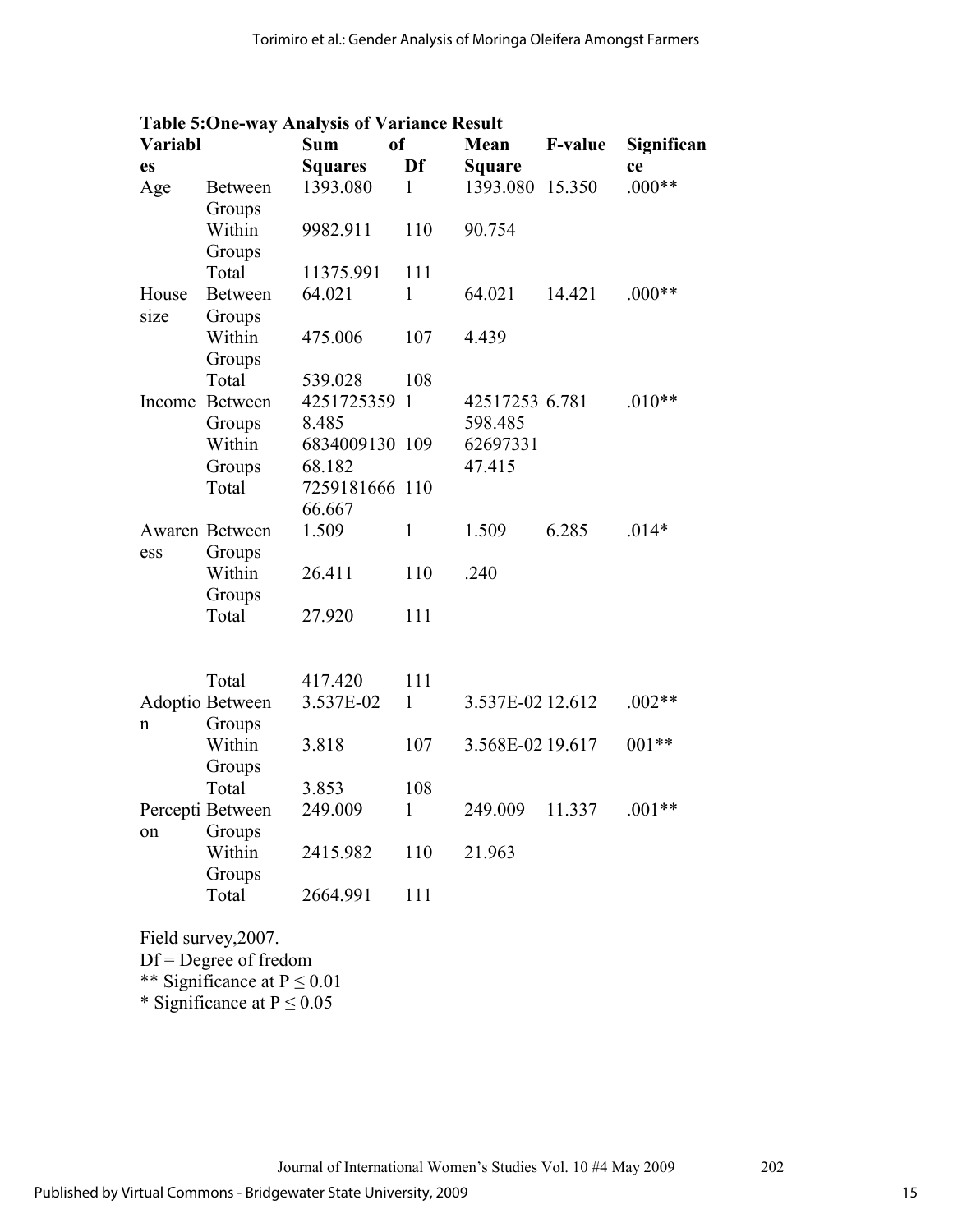**Table 5:One-way Analysis of Variance Result**

| Variables | | Sum of Squares | Df | Mean Square | F-value | Significance |
|---|---|---|---|---|---|---|
| Age | Between Groups | 1393.080 | 1 | 1393.080 | 15.350 | .000** |
| | Within Groups | 9982.911 | 110 | 90.754 | | |
| | Total | 11375.991 | 111 | | | |
| House size | Between Groups | 64.021 | 1 | 64.021 | 14.421 | .000** |
| | Within Groups | 475.006 | 107 | 4.439 | | |
| | Total | 539.028 | 108 | | | |
| Income | Between Groups | 42517253598.485 | 1 | 42517253598.485 | 6.781 | .010** |
| | Within Groups | 683400913068.182 | 109 | 6269733147.415 | | |
| | Total | 725918166666.667 | 110 | | | |
| Awareness | Between Groups | 1.509 | 1 | 1.509 | 6.285 | .014* |
| | Within Groups | 26.411 | 110 | .240 | | |
| | Total | 27.920 | 111 | | | |
| | | | | | | |
| | Total | 417.420 | 111 | | | |
| Adoption | Between Groups | 3.537E-02 | 1 | 3.537E-02 | 12.612 | .002** |
| | Within Groups | 3.818 | 107 | 3.568E-02 | 19.617 | 001** |
| | Total | 3.853 | 108 | | | |
| Perception | Between Groups | 249.009 | 1 | 249.009 | 11.337 | .001** |
| | Within Groups | 2415.982 | 110 | 21.963 | | |
| | Total | 2664.991 | 111 | | | |

Field survey,2007.

Df = Degree of fredom

** Significance at $P \leq 0.01$

* Significance at $P \leq 0.05$